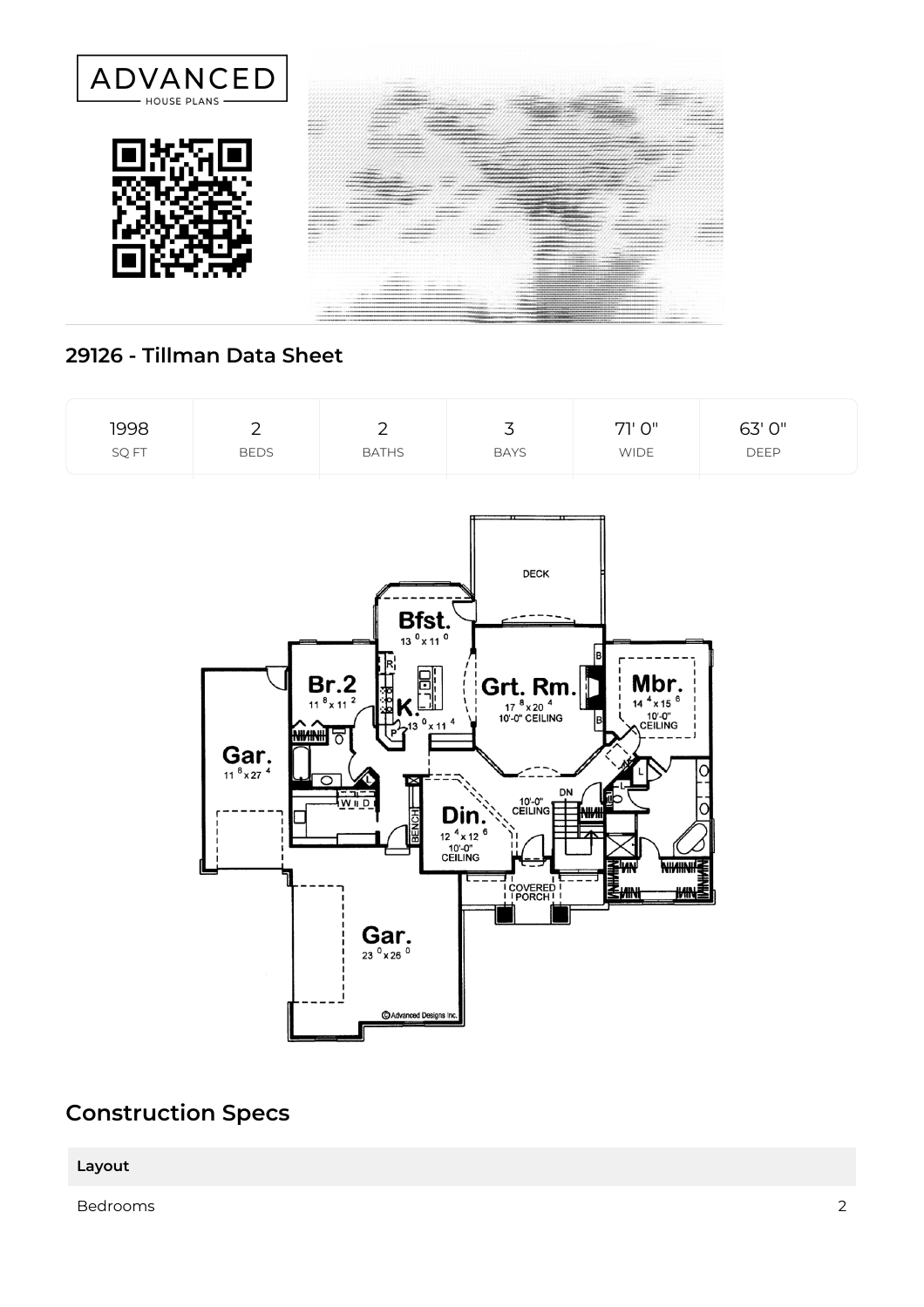ADVANCED
HOUSE PLANS

## 29126 - Tillman Data Sheet

| 1998 | 2 | 2 | 3 | 71' 0" | 63' 0" |
|---|---|---|---|---|---|
| SQ FT | BEDS | BATHS | BAYS | WIDE | DEEP |

DECK

Bfst.
13 0 x 11 0

Br.2
11 8 x 11 2

K.
13 0 x 11 4

Grt. Rm.
17 8 x 20 4
10'-0" CEILING

Mbr.
14 4 x 15 6
10'-0" CEILING

Gar.
11 8 x 27 4

Din.
12 4 x 12 6
10'-0" CEILING

10'-0" CEILING

DN

BENCH

COVERED PORCH

Gar.
23 0 x 26 0

© Advanced Designs Inc.

## Construction Specs

| Layout | |
|---|---|
| Bedrooms | 2 |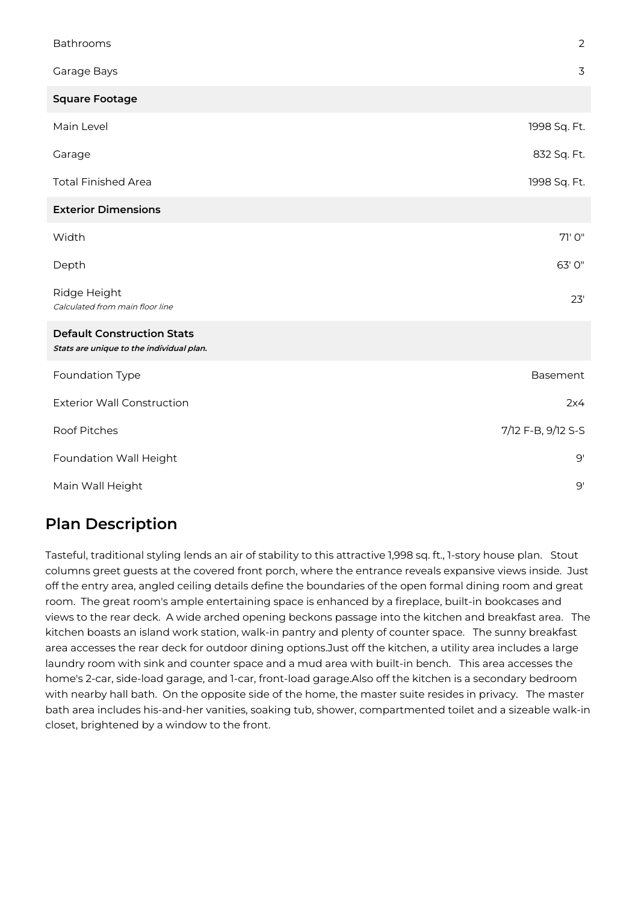| | |
|---|---|
| Bathrooms | 2 |
| Garage Bays | 3 |
| **Square Footage** | |
| Main Level | 1998 Sq. Ft. |
| Garage | 832 Sq. Ft. |
| Total Finished Area | 1998 Sq. Ft. |
| **Exterior Dimensions** | |
| Width | 71' 0" |
| Depth | 63' 0" |
| Ridge Height *Calculated from main floor line* | 23' |
| **Default Construction Stats** ***Stats are unique to the individual plan.*** | |
| Foundation Type | Basement |
| Exterior Wall Construction | 2x4 |
| Roof Pitches | 7/12 F-B, 9/12 S-S |
| Foundation Wall Height | 9' |
| Main Wall Height | 9' |

## Plan Description

Tasteful, traditional styling lends an air of stability to this attractive 1,998 sq. ft., 1-story house plan. Stout columns greet guests at the covered front porch, where the entrance reveals expansive views inside. Just off the entry area, angled ceiling details define the boundaries of the open formal dining room and great room. The great room's ample entertaining space is enhanced by a fireplace, built-in bookcases and views to the rear deck. A wide arched opening beckons passage into the kitchen and breakfast area. The kitchen boasts an island work station, walk-in pantry and plenty of counter space. The sunny breakfast area accesses the rear deck for outdoor dining options.Just off the kitchen, a utility area includes a large laundry room with sink and counter space and a mud area with built-in bench. This area accesses the home's 2-car, side-load garage, and 1-car, front-load garage.Also off the kitchen is a secondary bedroom with nearby hall bath. On the opposite side of the home, the master suite resides in privacy. The master bath area includes his-and-her vanities, soaking tub, shower, compartmented toilet and a sizeable walk-in closet, brightened by a window to the front.